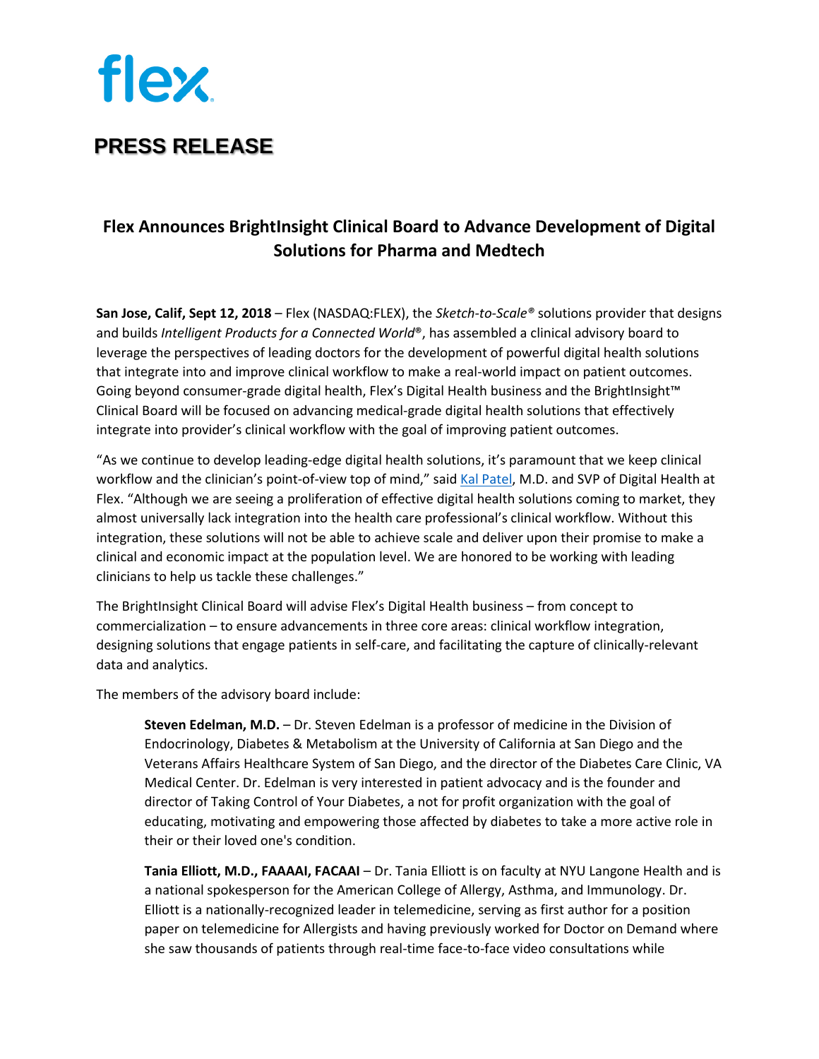flex

# PRESS RELEASE

## Flex Announces BrightInsight Clinical Board to Advance Development of Digital Solutions for Pharma and Medtech

**San Jose, Calif, Sept 12, 2018** – Flex (NASDAQ:FLEX), the *Sketch-to-Scale®* solutions provider that designs and builds *Intelligent Products for a Connected World*®, has assembled a clinical advisory board to leverage the perspectives of leading doctors for the development of powerful digital health solutions that integrate into and improve clinical workflow to make a real-world impact on patient outcomes. Going beyond consumer-grade digital health, Flex's Digital Health business and the BrightInsight™ Clinical Board will be focused on advancing medical-grade digital health solutions that effectively integrate into provider's clinical workflow with the goal of improving patient outcomes.

"As we continue to develop leading-edge digital health solutions, it's paramount that we keep clinical workflow and the clinician's point-of-view top of mind," said Kal Patel, M.D. and SVP of Digital Health at Flex. "Although we are seeing a proliferation of effective digital health solutions coming to market, they almost universally lack integration into the health care professional's clinical workflow. Without this integration, these solutions will not be able to achieve scale and deliver upon their promise to make a clinical and economic impact at the population level. We are honored to be working with leading clinicians to help us tackle these challenges."

The BrightInsight Clinical Board will advise Flex's Digital Health business – from concept to commercialization – to ensure advancements in three core areas: clinical workflow integration, designing solutions that engage patients in self-care, and facilitating the capture of clinically-relevant data and analytics.

The members of the advisory board include:

> **Steven Edelman, M.D.** – Dr. Steven Edelman is a professor of medicine in the Division of Endocrinology, Diabetes & Metabolism at the University of California at San Diego and the Veterans Affairs Healthcare System of San Diego, and the director of the Diabetes Care Clinic, VA Medical Center. Dr. Edelman is very interested in patient advocacy and is the founder and director of Taking Control of Your Diabetes, a not for profit organization with the goal of educating, motivating and empowering those affected by diabetes to take a more active role in their or their loved one's condition.
>
> **Tania Elliott, M.D., FAAAAI, FACAAI** – Dr. Tania Elliott is on faculty at NYU Langone Health and is a national spokesperson for the American College of Allergy, Asthma, and Immunology. Dr. Elliott is a nationally-recognized leader in telemedicine, serving as first author for a position paper on telemedicine for Allergists and having previously worked for Doctor on Demand where she saw thousands of patients through real-time face-to-face video consultations while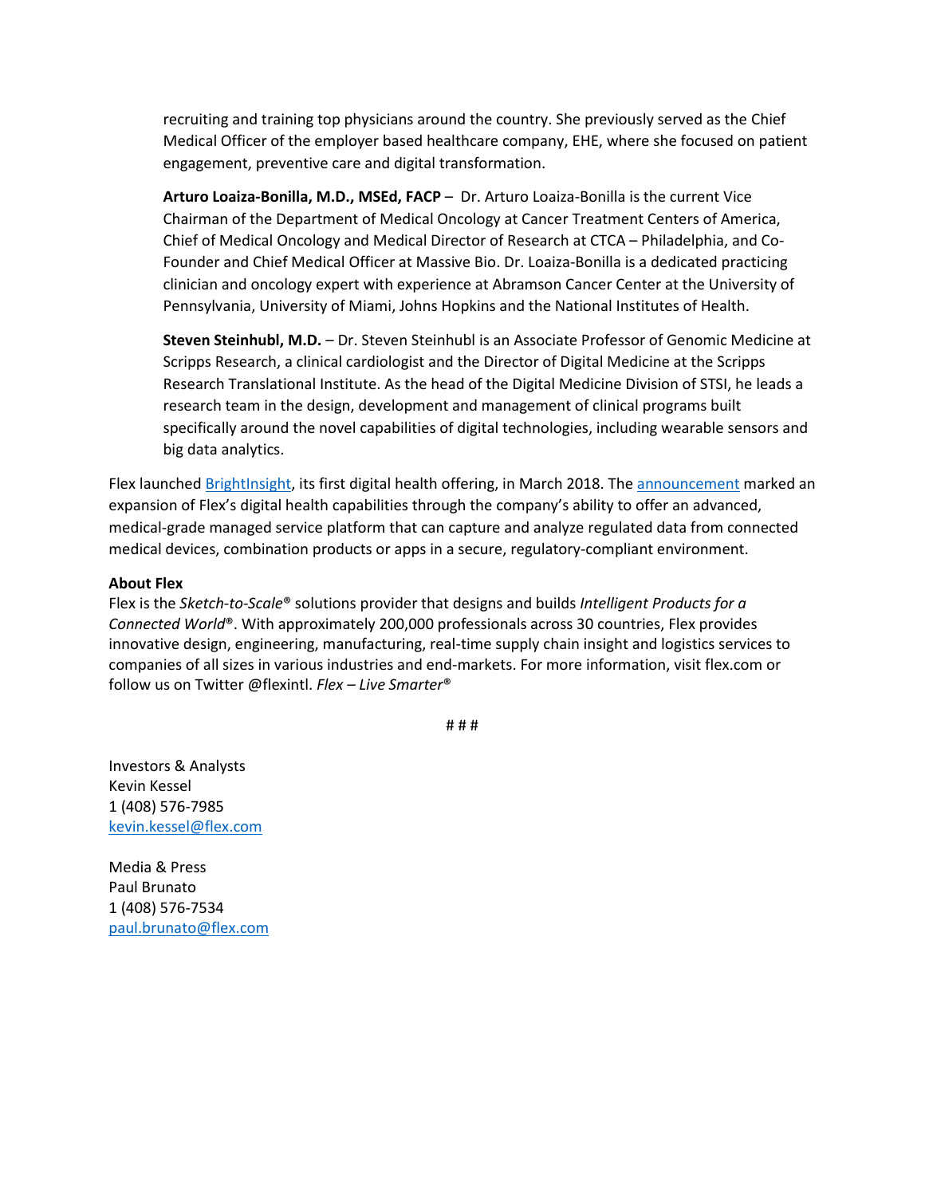recruiting and training top physicians around the country. She previously served as the Chief Medical Officer of the employer based healthcare company, EHE, where she focused on patient engagement, preventive care and digital transformation.

**Arturo Loaiza-Bonilla, M.D., MSEd, FACP** – Dr. Arturo Loaiza-Bonilla is the current Vice Chairman of the Department of Medical Oncology at Cancer Treatment Centers of America, Chief of Medical Oncology and Medical Director of Research at CTCA – Philadelphia, and Co-Founder and Chief Medical Officer at Massive Bio. Dr. Loaiza-Bonilla is a dedicated practicing clinician and oncology expert with experience at Abramson Cancer Center at the University of Pennsylvania, University of Miami, Johns Hopkins and the National Institutes of Health.

**Steven Steinhubl, M.D.** – Dr. Steven Steinhubl is an Associate Professor of Genomic Medicine at Scripps Research, a clinical cardiologist and the Director of Digital Medicine at the Scripps Research Translational Institute. As the head of the Digital Medicine Division of STSI, he leads a research team in the design, development and management of clinical programs built specifically around the novel capabilities of digital technologies, including wearable sensors and big data analytics.

Flex launched BrightInsight, its first digital health offering, in March 2018. The announcement marked an expansion of Flex's digital health capabilities through the company's ability to offer an advanced, medical-grade managed service platform that can capture and analyze regulated data from connected medical devices, combination products or apps in a secure, regulatory-compliant environment.

**About Flex**

Flex is the *Sketch-to-Scale*® solutions provider that designs and builds *Intelligent Products for a Connected World*®. With approximately 200,000 professionals across 30 countries, Flex provides innovative design, engineering, manufacturing, real-time supply chain insight and logistics services to companies of all sizes in various industries and end-markets. For more information, visit flex.com or follow us on Twitter @flexintl. *Flex – Live Smarter*®

# # #

Investors & Analysts
Kevin Kessel
1 (408) 576-7985
kevin.kessel@flex.com

Media & Press
Paul Brunato
1 (408) 576-7534
paul.brunato@flex.com